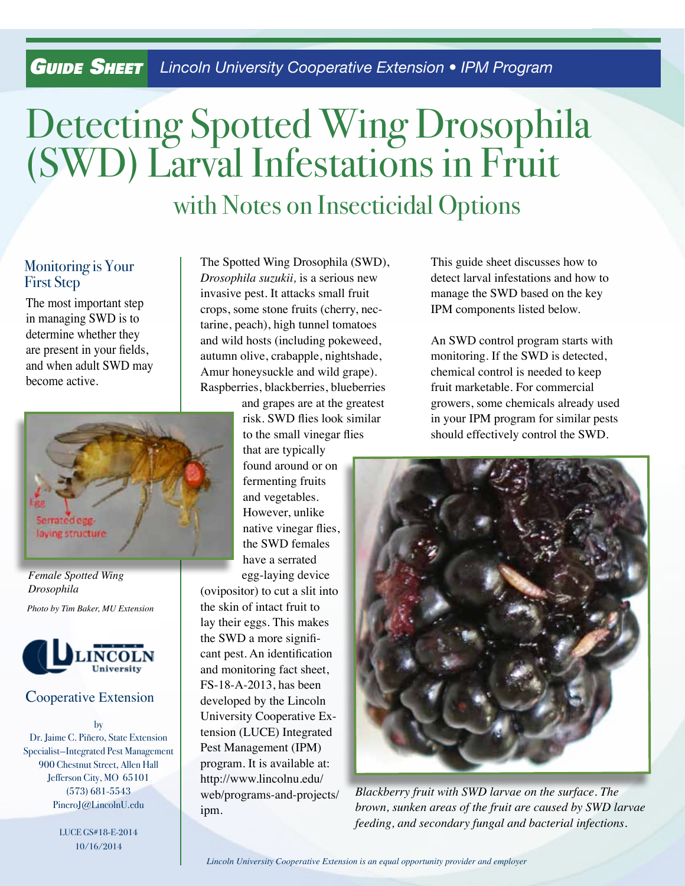**Guide Sheet** *Lincoln University Cooperative Extension • IPM Program*

# Detecting Spotted Wing Drosophila (SWD) Larval Infestations in Fruit

## with Notes on Insecticidal Options

### Monitoring is Your First Step

The most important step in managing SWD is to determine whether they are present in your fields, and when adult SWD may become active.

*Female Spotted Wing Drosophila*

*Photo by Tim Baker, MU Extension*

Cooperative Extension

by
Dr. Jaime C. Piñero, State Extension Specialist–Integrated Pest Management
900 Chestnut Street, Allen Hall
Jefferson City, MO 65101
(573) 681-5543
PineroJ@LincolnU.edu

LUCE GS#18-E-2014
10/16/2014

The Spotted Wing Drosophila (SWD), *Drosophila suzukii,* is a serious new invasive pest. It attacks small fruit crops, some stone fruits (cherry, nectarine, peach), high tunnel tomatoes and wild hosts (including pokeweed, autumn olive, crabapple, nightshade, Amur honeysuckle and wild grape). Raspberries, blackberries, blueberries and grapes are at the greatest risk. SWD flies look similar to the small vinegar flies that are typically found around or on fermenting fruits and vegetables. However, unlike native vinegar flies, the SWD females have a serrated egg-laying device (ovipositor) to cut a slit into the skin of intact fruit to lay their eggs. This makes the SWD a more significant pest. An identification and monitoring fact sheet, FS-18-A-2013, has been developed by the Lincoln University Cooperative Extension (LUCE) Integrated Pest Management (IPM) program. It is available at: http://www.lincolnu.edu/web/programs-and-projects/ipm.

This guide sheet discusses how to detect larval infestations and how to manage the SWD based on the key IPM components listed below.

An SWD control program starts with monitoring. If the SWD is detected, chemical control is needed to keep fruit marketable. For commercial growers, some chemicals already used in your IPM program for similar pests should effectively control the SWD.

*Blackberry fruit with SWD larvae on the surface. The brown, sunken areas of the fruit are caused by SWD larvae feeding, and secondary fungal and bacterial infections.*

*Lincoln University Cooperative Extension is an equal opportunity provider and employer*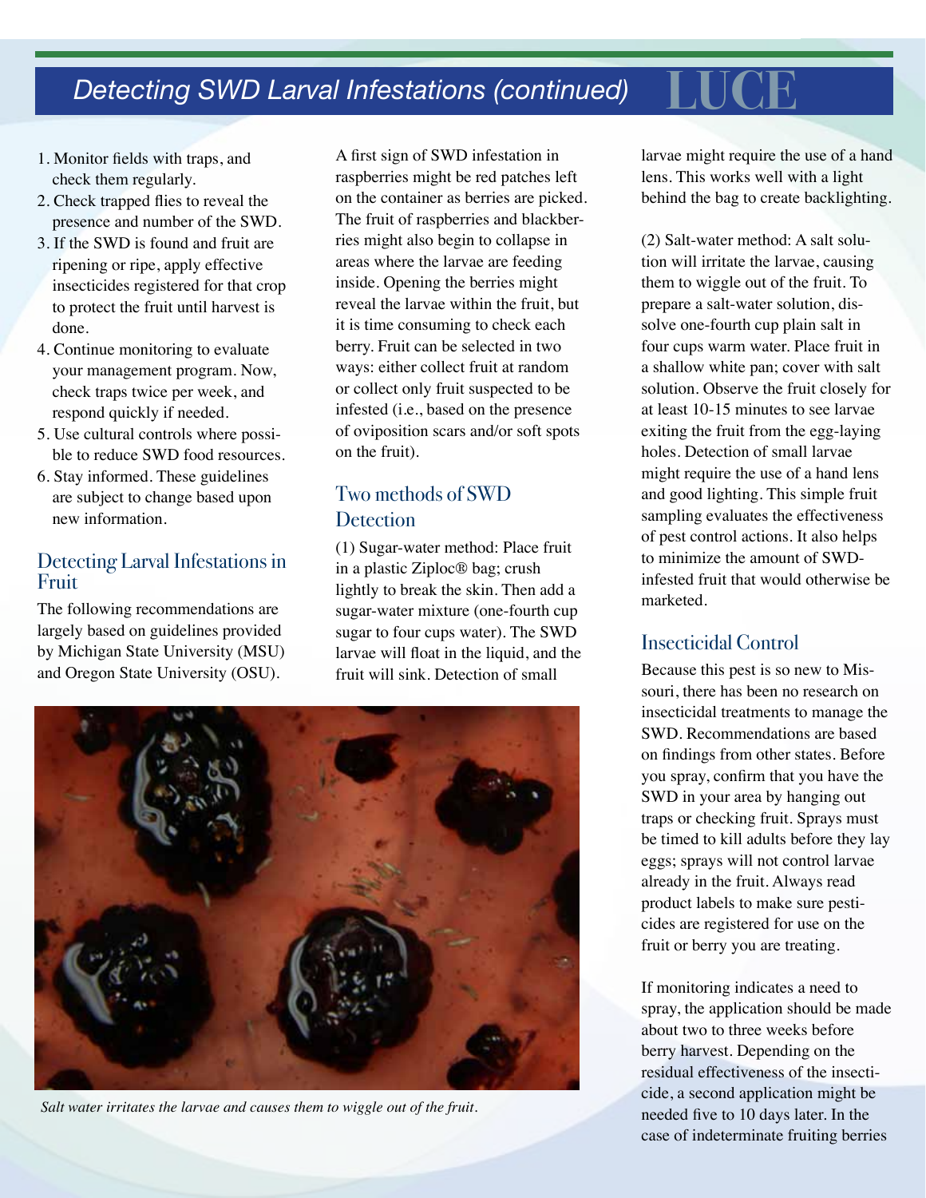## Detecting SWD Larval Infestations (continued)

1. Monitor fields with traps, and check them regularly.
2. Check trapped flies to reveal the presence and number of the SWD.
3. If the SWD is found and fruit are ripening or ripe, apply effective insecticides registered for that crop to protect the fruit until harvest is done.
4. Continue monitoring to evaluate your management program. Now, check traps twice per week, and respond quickly if needed.
5. Use cultural controls where possible to reduce SWD food resources.
6. Stay informed. These guidelines are subject to change based upon new information.

### Detecting Larval Infestations in Fruit

The following recommendations are largely based on guidelines provided by Michigan State University (MSU) and Oregon State University (OSU).

A first sign of SWD infestation in raspberries might be red patches left on the container as berries are picked. The fruit of raspberries and blackberries might also begin to collapse in areas where the larvae are feeding inside. Opening the berries might reveal the larvae within the fruit, but it is time consuming to check each berry. Fruit can be selected in two ways: either collect fruit at random or collect only fruit suspected to be infested (i.e., based on the presence of oviposition scars and/or soft spots on the fruit).

### Two methods of SWD Detection

(1) Sugar-water method: Place fruit in a plastic Ziploc® bag; crush lightly to break the skin. Then add a sugar-water mixture (one-fourth cup sugar to four cups water). The SWD larvae will float in the liquid, and the fruit will sink. Detection of small larvae might require the use of a hand lens. This works well with a light behind the bag to create backlighting.

(2) Salt-water method: A salt solution will irritate the larvae, causing them to wiggle out of the fruit. To prepare a salt-water solution, dissolve one-fourth cup plain salt in four cups warm water. Place fruit in a shallow white pan; cover with salt solution. Observe the fruit closely for at least 10-15 minutes to see larvae exiting the fruit from the egg-laying holes. Detection of small larvae might require the use of a hand lens and good lighting. This simple fruit sampling evaluates the effectiveness of pest control actions. It also helps to minimize the amount of SWD-infested fruit that would otherwise be marketed.

*Salt water irritates the larvae and causes them to wiggle out of the fruit.*

### Insecticidal Control

Because this pest is so new to Missouri, there has been no research on insecticidal treatments to manage the SWD. Recommendations are based on findings from other states. Before you spray, confirm that you have the SWD in your area by hanging out traps or checking fruit. Sprays must be timed to kill adults before they lay eggs; sprays will not control larvae already in the fruit. Always read product labels to make sure pesticides are registered for use on the fruit or berry you are treating.

If monitoring indicates a need to spray, the application should be made about two to three weeks before berry harvest. Depending on the residual effectiveness of the insecticide, a second application might be needed five to 10 days later. In the case of indeterminate fruiting berries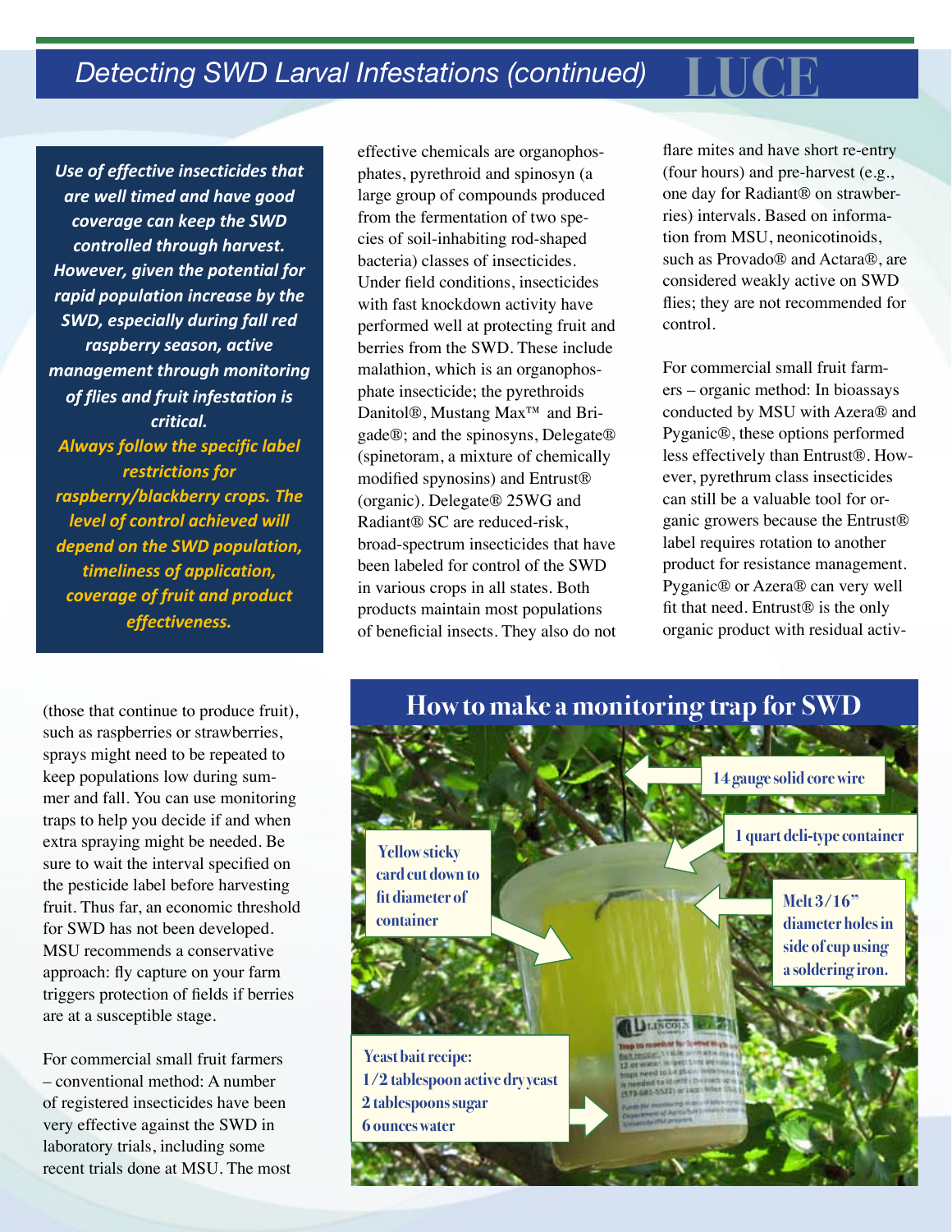## Detecting SWD Larval Infestations (continued)

***Use of effective insecticides that are well timed and have good coverage can keep the SWD controlled through harvest. However, given the potential for rapid population increase by the SWD, especially during fall red raspberry season, active management through monitoring of flies and fruit infestation is critical.***

***Always follow the specific label restrictions for raspberry/blackberry crops. The level of control achieved will depend on the SWD population, timeliness of application, coverage of fruit and product effectiveness.***

(those that continue to produce fruit), such as raspberries or strawberries, sprays might need to be repeated to keep populations low during summer and fall. You can use monitoring traps to help you decide if and when extra spraying might be needed. Be sure to wait the interval specified on the pesticide label before harvesting fruit. Thus far, an economic threshold for SWD has not been developed. MSU recommends a conservative approach: fly capture on your farm triggers protection of fields if berries are at a susceptible stage.

For commercial small fruit farmers – conventional method: A number of registered insecticides have been very effective against the SWD in laboratory trials, including some recent trials done at MSU. The most effective chemicals are organophosphates, pyrethroid and spinosyn (a large group of compounds produced from the fermentation of two species of soil-inhabiting rod-shaped bacteria) classes of insecticides. Under field conditions, insecticides with fast knockdown activity have performed well at protecting fruit and berries from the SWD. These include malathion, which is an organophosphate insecticide; the pyrethroids Danitol®, Mustang Max™ and Brigade®; and the spinosyns, Delegate® (spinetoram, a mixture of chemically modified spynosins) and Entrust® (organic). Delegate® 25WG and Radiant® SC are reduced-risk, broad-spectrum insecticides that have been labeled for control of the SWD in various crops in all states. Both products maintain most populations of beneficial insects. They also do not flare mites and have short re-entry (four hours) and pre-harvest (e.g., one day for Radiant® on strawberries) intervals. Based on information from MSU, neonicotinoids, such as Provado® and Actara®, are considered weakly active on SWD flies; they are not recommended for control.

For commercial small fruit farmers – organic method: In bioassays conducted by MSU with Azera® and Pyganic®, these options performed less effectively than Entrust®. However, pyrethrum class insecticides can still be a valuable tool for organic growers because the Entrust® label requires rotation to another product for resistance management. Pyganic® or Azera® can very well fit that need. Entrust® is the only organic product with residual activ-

### How to make a monitoring trap for SWD

- 14 gauge solid core wire
- 1 quart deli-type container
- Yellow sticky card cut down to fit diameter of container
- Melt 3/16" diameter holes in side of cup using a soldering iron.

**Yeast bait recipe:**
- 1/2 tablespoon active dry yeast
- 2 tablespoons sugar
- 6 ounces water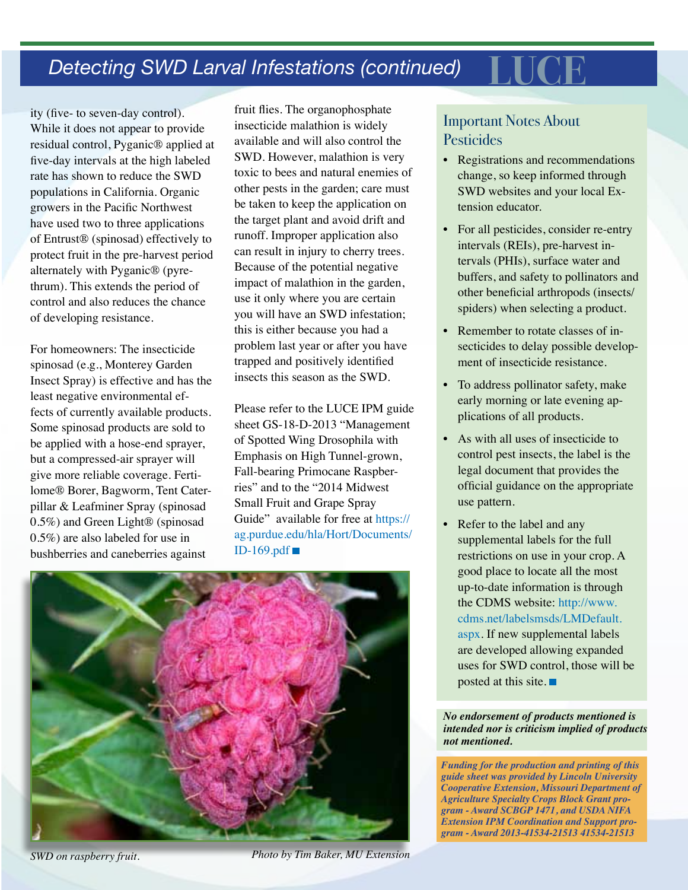## Detecting SWD Larval Infestations (continued)

ity (five- to seven-day control). While it does not appear to provide residual control, Pyganic® applied at five-day intervals at the high labeled rate has shown to reduce the SWD populations in California. Organic growers in the Pacific Northwest have used two to three applications of Entrust® (spinosad) effectively to protect fruit in the pre-harvest period alternately with Pyganic® (pyrethrum). This extends the period of control and also reduces the chance of developing resistance.

For homeowners: The insecticide spinosad (e.g., Monterey Garden Insect Spray) is effective and has the least negative environmental effects of currently available products. Some spinosad products are sold to be applied with a hose-end sprayer, but a compressed-air sprayer will give more reliable coverage. Ferti-lome® Borer, Bagworm, Tent Caterpillar & Leafminer Spray (spinosad 0.5%) and Green Light® (spinosad 0.5%) are also labeled for use in bushberries and caneberries against fruit flies. The organophosphate insecticide malathion is widely available and will also control the SWD. However, malathion is very toxic to bees and natural enemies of other pests in the garden; care must be taken to keep the application on the target plant and avoid drift and runoff. Improper application also can result in injury to cherry trees. Because of the potential negative impact of malathion in the garden, use it only where you are certain you will have an SWD infestation; this is either because you had a problem last year or after you have trapped and positively identified insects this season as the SWD.

Please refer to the LUCE IPM guide sheet GS-18-D-2013 "Management of Spotted Wing Drosophila with Emphasis on High Tunnel-grown, Fall-bearing Primocane Raspberries" and to the "2014 Midwest Small Fruit and Grape Spray Guide" available for free at https://ag.purdue.edu/hla/Hort/Documents/ID-169.pdf

SWD on raspberry fruit. Photo by Tim Baker, MU Extension

### Important Notes About Pesticides

- Registrations and recommendations change, so keep informed through SWD websites and your local Extension educator.
- For all pesticides, consider re-entry intervals (REIs), pre-harvest intervals (PHIs), surface water and buffers, and safety to pollinators and other beneficial arthropods (insects/spiders) when selecting a product.
- Remember to rotate classes of insecticides to delay possible development of insecticide resistance.
- To address pollinator safety, make early morning or late evening applications of all products.
- As with all uses of insecticide to control pest insects, the label is the legal document that provides the official guidance on the appropriate use pattern.
- Refer to the label and any supplemental labels for the full restrictions on use in your crop. A good place to locate all the most up-to-date information is through the CDMS website: http://www.cdms.net/labelsmsds/LMDefault.aspx. If new supplemental labels are developed allowing expanded uses for SWD control, those will be posted at this site.

***No endorsement of products mentioned is intended nor is criticism implied of products not mentioned.***

***Funding for the production and printing of this guide sheet was provided by Lincoln University Cooperative Extension, Missouri Department of Agriculture Specialty Crops Block Grant program - Award SCBGP 1471, and USDA NIFA Extension IPM Coordination and Support program - Award 2013-41534-21513 41534-21513***